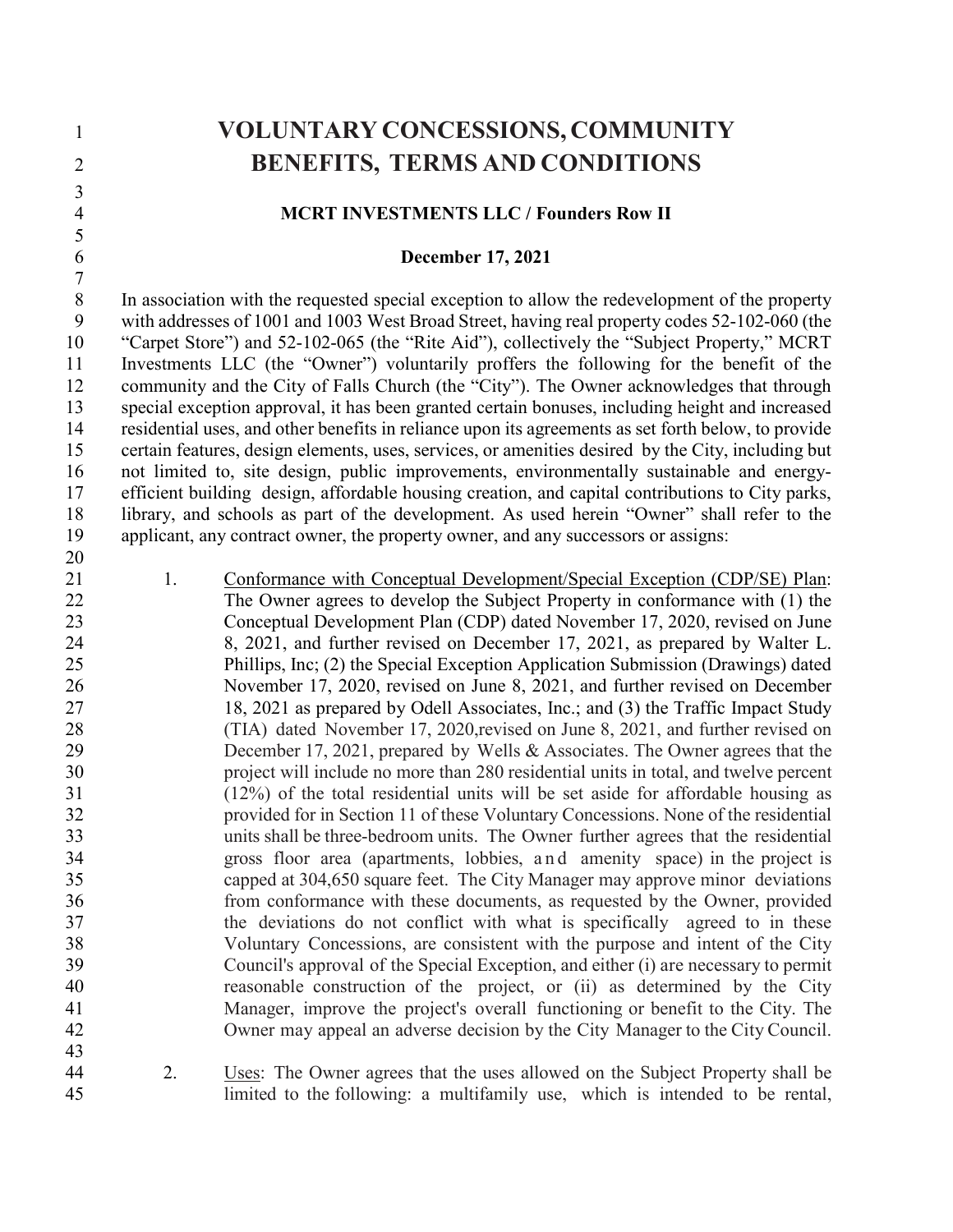# VOLUNTARY CONCESSIONS, COMMUNITY BENEFITS, TERMS AND CONDITIONS

**MCRT INVESTMENTS LLC / Founders Row II**

**December 17, 2021**

In association with the requested special exception to allow the redevelopment of the property with addresses of 1001 and 1003 West Broad Street, having real property codes 52-102-060 (the "Carpet Store") and 52-102-065 (the "Rite Aid"), collectively the "Subject Property," MCRT Investments LLC (the "Owner") voluntarily proffers the following for the benefit of the community and the City of Falls Church (the "City"). The Owner acknowledges that through special exception approval, it has been granted certain bonuses, including height and increased residential uses, and other benefits in reliance upon its agreements as set forth below, to provide certain features, design elements, uses, services, or amenities desired by the City, including but not limited to, site design, public improvements, environmentally sustainable and energy-efficient building design, affordable housing creation, and capital contributions to City parks, library, and schools as part of the development. As used herein "Owner" shall refer to the applicant, any contract owner, the property owner, and any successors or assigns:

1. Conformance with Conceptual Development/Special Exception (CDP/SE) Plan: The Owner agrees to develop the Subject Property in conformance with (1) the Conceptual Development Plan (CDP) dated November 17, 2020, revised on June 8, 2021, and further revised on December 17, 2021, as prepared by Walter L. Phillips, Inc; (2) the Special Exception Application Submission (Drawings) dated November 17, 2020, revised on June 8, 2021, and further revised on December 18, 2021 as prepared by Odell Associates, Inc.; and (3) the Traffic Impact Study (TIA) dated November 17, 2020,revised on June 8, 2021, and further revised on December 17, 2021, prepared by Wells & Associates. The Owner agrees that the project will include no more than 280 residential units in total, and twelve percent (12%) of the total residential units will be set aside for affordable housing as provided for in Section 11 of these Voluntary Concessions. None of the residential units shall be three-bedroom units. The Owner further agrees that the residential gross floor area (apartments, lobbies, and amenity space) in the project is capped at 304,650 square feet. The City Manager may approve minor deviations from conformance with these documents, as requested by the Owner, provided the deviations do not conflict with what is specifically agreed to in these Voluntary Concessions, are consistent with the purpose and intent of the City Council's approval of the Special Exception, and either (i) are necessary to permit reasonable construction of the project, or (ii) as determined by the City Manager, improve the project's overall functioning or benefit to the City. The Owner may appeal an adverse decision by the City Manager to the City Council.

2. Uses: The Owner agrees that the uses allowed on the Subject Property shall be limited to the following: a multifamily use, which is intended to be rental,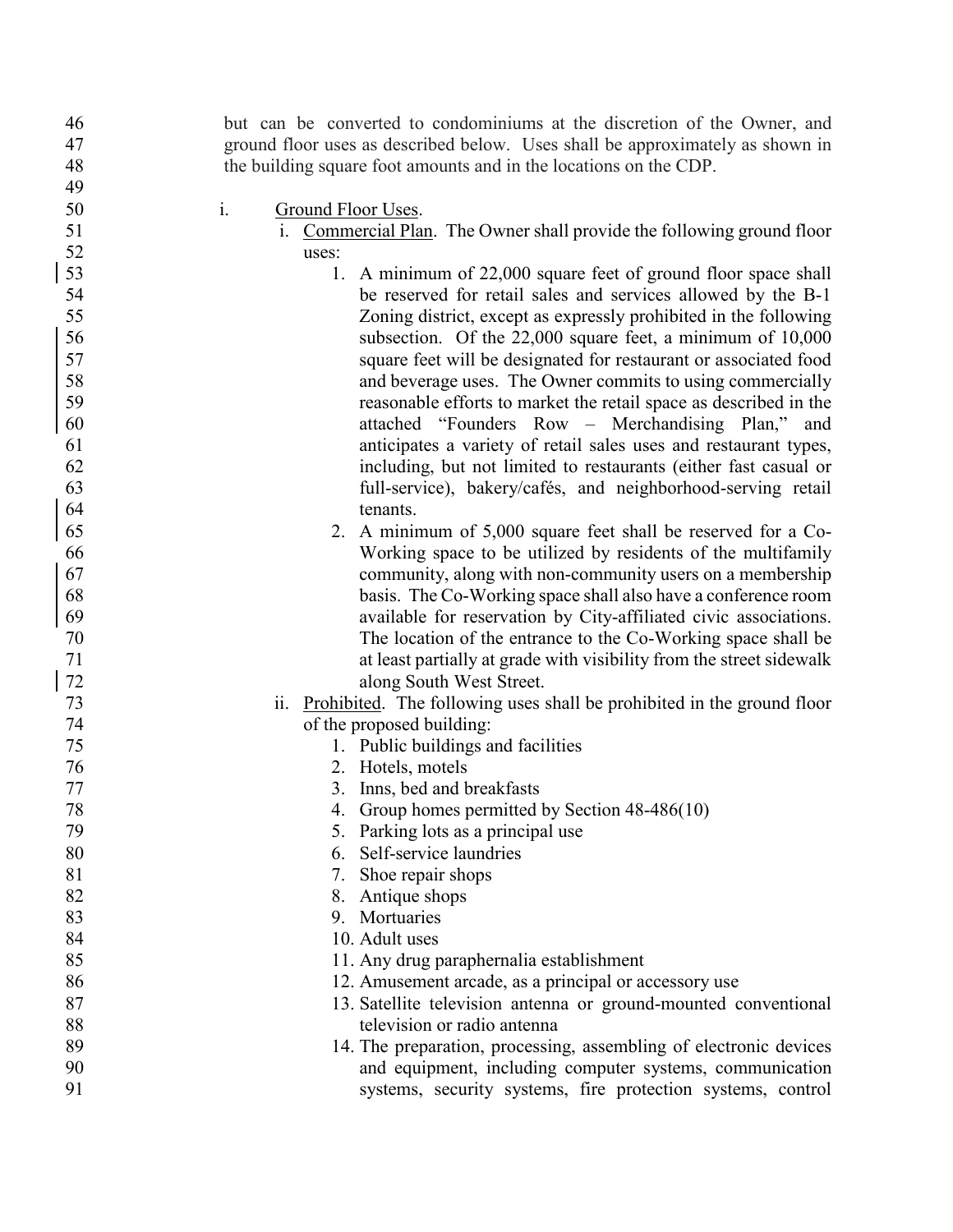but can be converted to condominiums at the discretion of the Owner, and ground floor uses as described below. Uses shall be approximately as shown in the building square foot amounts and in the locations on the CDP.

i. Ground Floor Uses.

i. Commercial Plan. The Owner shall provide the following ground floor uses:

1. A minimum of 22,000 square feet of ground floor space shall be reserved for retail sales and services allowed by the B-1 Zoning district, except as expressly prohibited in the following subsection. Of the 22,000 square feet, a minimum of 10,000 square feet will be designated for restaurant or associated food and beverage uses. The Owner commits to using commercially reasonable efforts to market the retail space as described in the attached "Founders Row – Merchandising Plan," and anticipates a variety of retail sales uses and restaurant types, including, but not limited to restaurants (either fast casual or full-service), bakery/cafés, and neighborhood-serving retail tenants.
2. A minimum of 5,000 square feet shall be reserved for a Co-Working space to be utilized by residents of the multifamily community, along with non-community users on a membership basis. The Co-Working space shall also have a conference room available for reservation by City-affiliated civic associations. The location of the entrance to the Co-Working space shall be at least partially at grade with visibility from the street sidewalk along South West Street.

ii. Prohibited. The following uses shall be prohibited in the ground floor of the proposed building:

1. Public buildings and facilities
2. Hotels, motels
3. Inns, bed and breakfasts
4. Group homes permitted by Section 48-486(10)
5. Parking lots as a principal use
6. Self-service laundries
7. Shoe repair shops
8. Antique shops
9. Mortuaries
10. Adult uses
11. Any drug paraphernalia establishment
12. Amusement arcade, as a principal or accessory use
13. Satellite television antenna or ground-mounted conventional television or radio antenna
14. The preparation, processing, assembling of electronic devices and equipment, including computer systems, communication systems, security systems, fire protection systems, control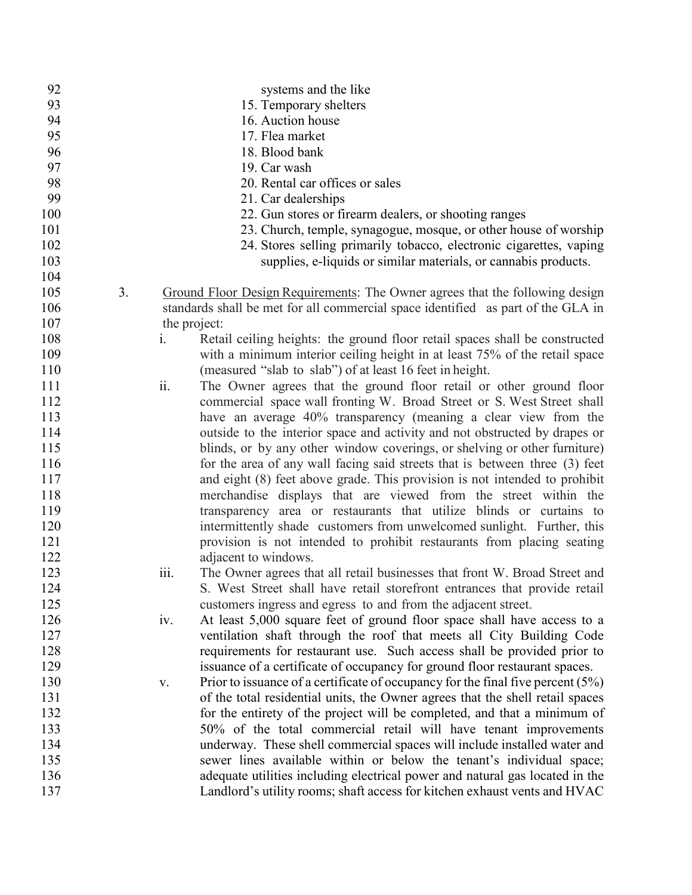systems and the like

15. Temporary shelters
16. Auction house
17. Flea market
18. Blood bank
19. Car wash
20. Rental car offices or sales
21. Car dealerships
22. Gun stores or firearm dealers, or shooting ranges
23. Church, temple, synagogue, mosque, or other house of worship
24. Stores selling primarily tobacco, electronic cigarettes, vaping supplies, e-liquids or similar materials, or cannabis products.

3. Ground Floor Design Requirements: The Owner agrees that the following design standards shall be met for all commercial space identified as part of the GLA in the project:

   i. Retail ceiling heights: the ground floor retail spaces shall be constructed with a minimum interior ceiling height in at least 75% of the retail space (measured "slab to slab") of at least 16 feet in height.

   ii. The Owner agrees that the ground floor retail or other ground floor commercial space wall fronting W. Broad Street or S. West Street shall have an average 40% transparency (meaning a clear view from the outside to the interior space and activity and not obstructed by drapes or blinds, or by any other window coverings, or shelving or other furniture) for the area of any wall facing said streets that is between three (3) feet and eight (8) feet above grade. This provision is not intended to prohibit merchandise displays that are viewed from the street within the transparency area or restaurants that utilize blinds or curtains to intermittently shade customers from unwelcomed sunlight. Further, this provision is not intended to prohibit restaurants from placing seating adjacent to windows.

   iii. The Owner agrees that all retail businesses that front W. Broad Street and S. West Street shall have retail storefront entrances that provide retail customers ingress and egress to and from the adjacent street.

   iv. At least 5,000 square feet of ground floor space shall have access to a ventilation shaft through the roof that meets all City Building Code requirements for restaurant use. Such access shall be provided prior to issuance of a certificate of occupancy for ground floor restaurant spaces.

   v. Prior to issuance of a certificate of occupancy for the final five percent (5%) of the total residential units, the Owner agrees that the shell retail spaces for the entirety of the project will be completed, and that a minimum of 50% of the total commercial retail will have tenant improvements underway. These shell commercial spaces will include installed water and sewer lines available within or below the tenant's individual space; adequate utilities including electrical power and natural gas located in the Landlord's utility rooms; shaft access for kitchen exhaust vents and HVAC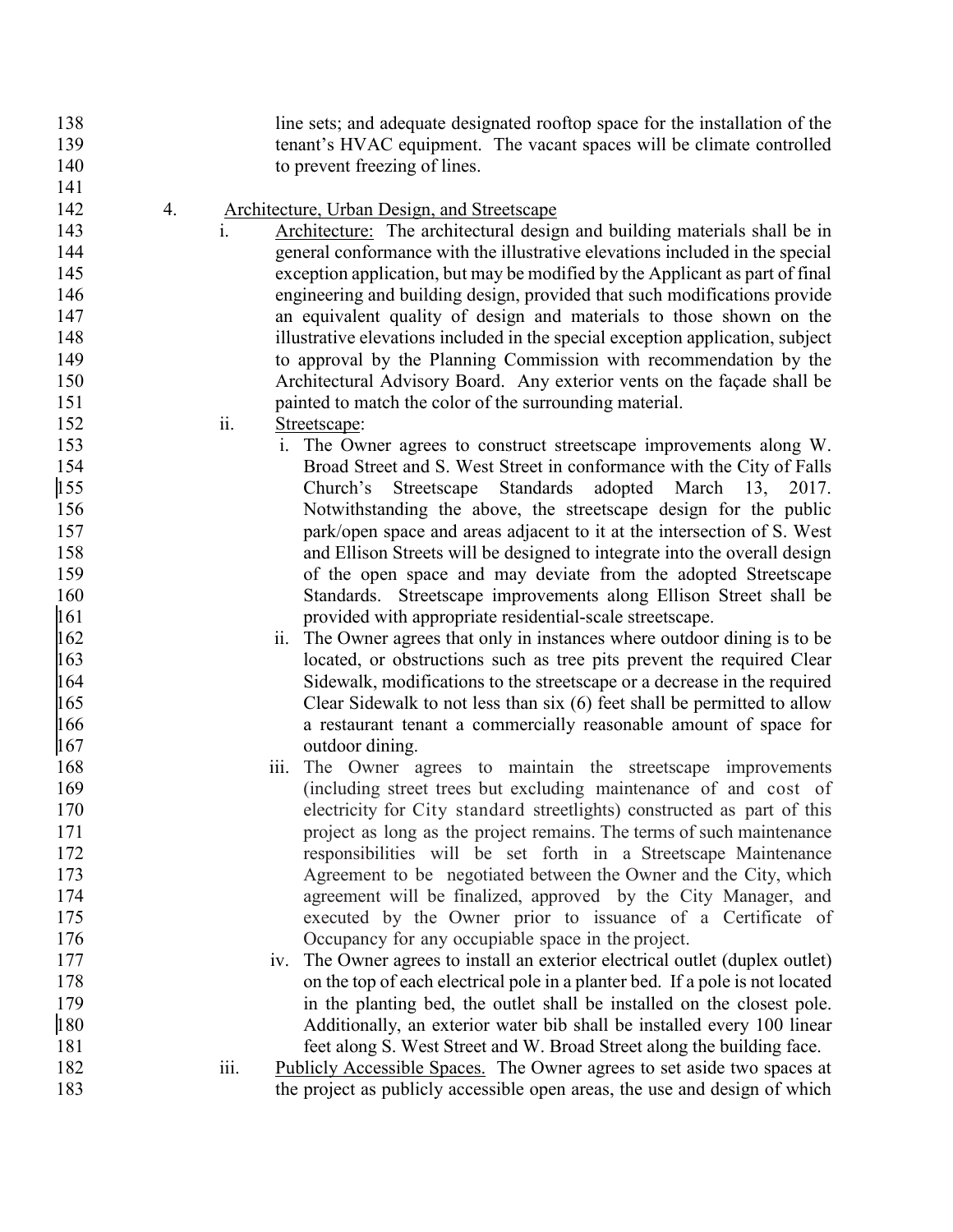line sets; and adequate designated rooftop space for the installation of the tenant's HVAC equipment. The vacant spaces will be climate controlled to prevent freezing of lines.

4. Architecture, Urban Design, and Streetscape

   i. Architecture: The architectural design and building materials shall be in general conformance with the illustrative elevations included in the special exception application, but may be modified by the Applicant as part of final engineering and building design, provided that such modifications provide an equivalent quality of design and materials to those shown on the illustrative elevations included in the special exception application, subject to approval by the Planning Commission with recommendation by the Architectural Advisory Board. Any exterior vents on the façade shall be painted to match the color of the surrounding material.

   ii. Streetscape:

      i. The Owner agrees to construct streetscape improvements along W. Broad Street and S. West Street in conformance with the City of Falls Church's Streetscape Standards adopted March 13, 2017. Notwithstanding the above, the streetscape design for the public park/open space and areas adjacent to it at the intersection of S. West and Ellison Streets will be designed to integrate into the overall design of the open space and may deviate from the adopted Streetscape Standards. Streetscape improvements along Ellison Street shall be provided with appropriate residential-scale streetscape.

      ii. The Owner agrees that only in instances where outdoor dining is to be located, or obstructions such as tree pits prevent the required Clear Sidewalk, modifications to the streetscape or a decrease in the required Clear Sidewalk to not less than six (6) feet shall be permitted to allow a restaurant tenant a commercially reasonable amount of space for outdoor dining.

      iii. The Owner agrees to maintain the streetscape improvements (including street trees but excluding maintenance of and cost of electricity for City standard streetlights) constructed as part of this project as long as the project remains. The terms of such maintenance responsibilities will be set forth in a Streetscape Maintenance Agreement to be negotiated between the Owner and the City, which agreement will be finalized, approved by the City Manager, and executed by the Owner prior to issuance of a Certificate of Occupancy for any occupiable space in the project.

      iv. The Owner agrees to install an exterior electrical outlet (duplex outlet) on the top of each electrical pole in a planter bed. If a pole is not located in the planting bed, the outlet shall be installed on the closest pole. Additionally, an exterior water bib shall be installed every 100 linear feet along S. West Street and W. Broad Street along the building face.

   iii. Publicly Accessible Spaces. The Owner agrees to set aside two spaces at the project as publicly accessible open areas, the use and design of which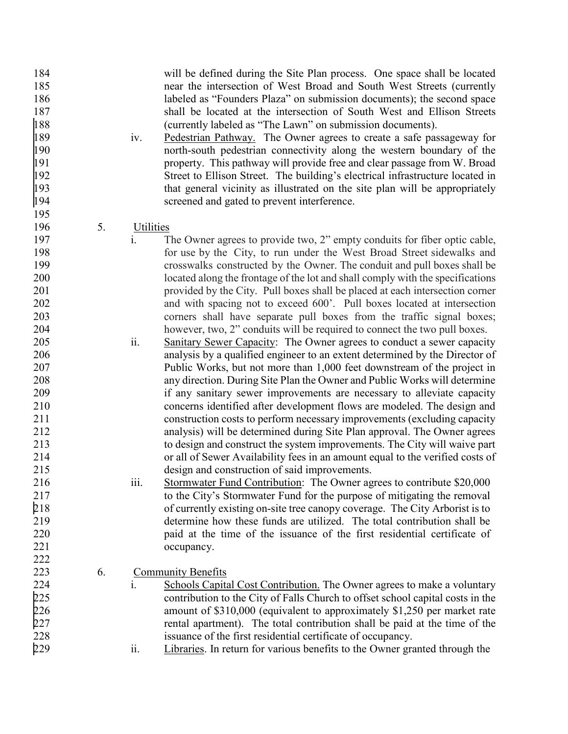will be defined during the Site Plan process. One space shall be located near the intersection of West Broad and South West Streets (currently labeled as "Founders Plaza" on submission documents); the second space shall be located at the intersection of South West and Ellison Streets (currently labeled as "The Lawn" on submission documents).

iv. Pedestrian Pathway. The Owner agrees to create a safe passageway for north-south pedestrian connectivity along the western boundary of the property. This pathway will provide free and clear passage from W. Broad Street to Ellison Street. The building's electrical infrastructure located in that general vicinity as illustrated on the site plan will be appropriately screened and gated to prevent interference.

5. Utilities

i. The Owner agrees to provide two, 2" empty conduits for fiber optic cable, for use by the City, to run under the West Broad Street sidewalks and crosswalks constructed by the Owner. The conduit and pull boxes shall be located along the frontage of the lot and shall comply with the specifications provided by the City. Pull boxes shall be placed at each intersection corner and with spacing not to exceed 600'. Pull boxes located at intersection corners shall have separate pull boxes from the traffic signal boxes; however, two, 2" conduits will be required to connect the two pull boxes.

ii. Sanitary Sewer Capacity: The Owner agrees to conduct a sewer capacity analysis by a qualified engineer to an extent determined by the Director of Public Works, but not more than 1,000 feet downstream of the project in any direction. During Site Plan the Owner and Public Works will determine if any sanitary sewer improvements are necessary to alleviate capacity concerns identified after development flows are modeled. The design and construction costs to perform necessary improvements (excluding capacity analysis) will be determined during Site Plan approval. The Owner agrees to design and construct the system improvements. The City will waive part or all of Sewer Availability fees in an amount equal to the verified costs of design and construction of said improvements.

iii. Stormwater Fund Contribution: The Owner agrees to contribute $20,000 to the City's Stormwater Fund for the purpose of mitigating the removal of currently existing on-site tree canopy coverage. The City Arborist is to determine how these funds are utilized. The total contribution shall be paid at the time of the issuance of the first residential certificate of occupancy.

6. Community Benefits

i. Schools Capital Cost Contribution. The Owner agrees to make a voluntary contribution to the City of Falls Church to offset school capital costs in the amount of $310,000 (equivalent to approximately $1,250 per market rate rental apartment). The total contribution shall be paid at the time of the issuance of the first residential certificate of occupancy.

ii. Libraries. In return for various benefits to the Owner granted through the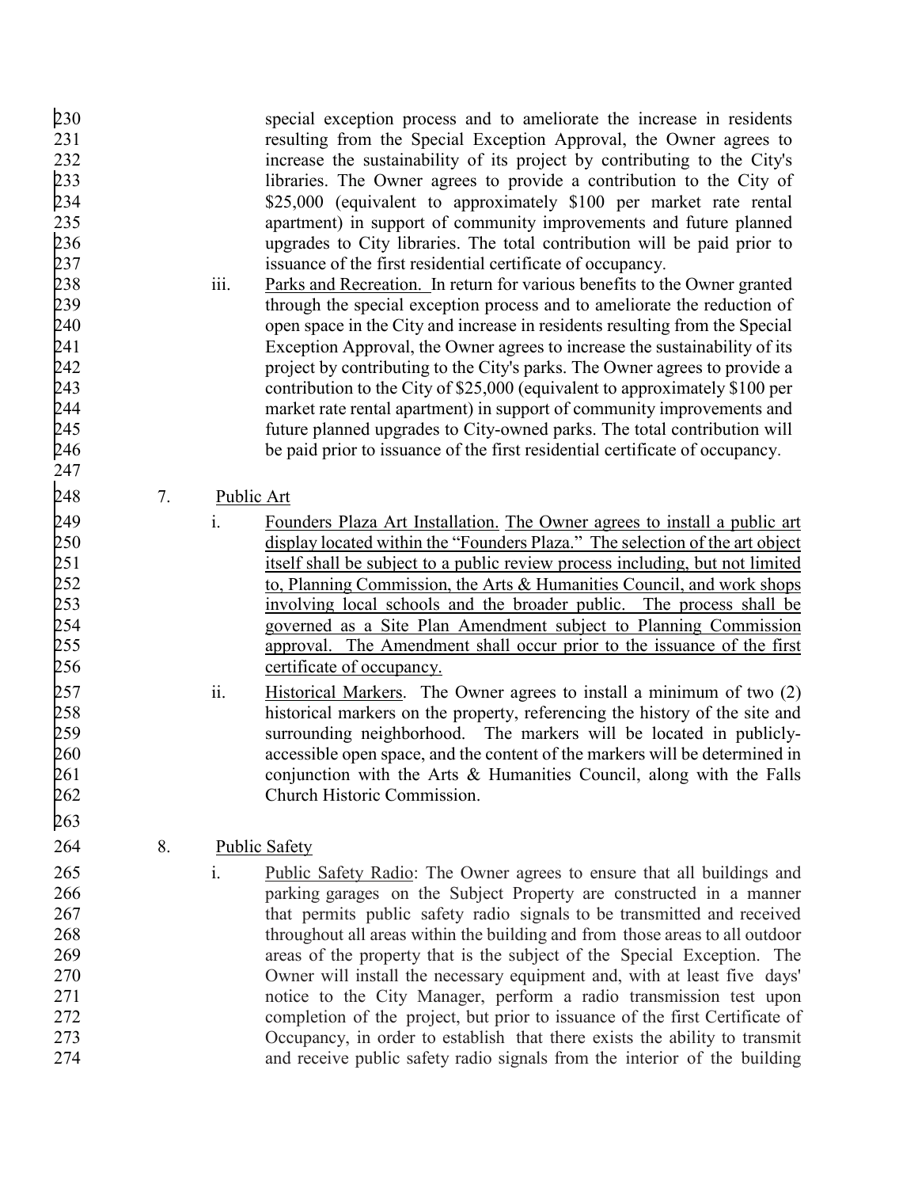special exception process and to ameliorate the increase in residents resulting from the Special Exception Approval, the Owner agrees to increase the sustainability of its project by contributing to the City's libraries. The Owner agrees to provide a contribution to the City of $25,000 (equivalent to approximately $100 per market rate rental apartment) in support of community improvements and future planned upgrades to City libraries. The total contribution will be paid prior to issuance of the first residential certificate of occupancy.

iii. <u>Parks and Recreation.</u> In return for various benefits to the Owner granted through the special exception process and to ameliorate the reduction of open space in the City and increase in residents resulting from the Special Exception Approval, the Owner agrees to increase the sustainability of its project by contributing to the City's parks. The Owner agrees to provide a contribution to the City of $25,000 (equivalent to approximately $100 per market rate rental apartment) in support of community improvements and future planned upgrades to City-owned parks. The total contribution will be paid prior to issuance of the first residential certificate of occupancy.

7. <u>Public Art</u>

i. <u>Founders Plaza Art Installation. The Owner agrees to install a public art display located within the "Founders Plaza." The selection of the art object itself shall be subject to a public review process including, but not limited to, Planning Commission, the Arts & Humanities Council, and work shops involving local schools and the broader public. The process shall be governed as a Site Plan Amendment subject to Planning Commission approval. The Amendment shall occur prior to the issuance of the first certificate of occupancy.</u>

ii. <u>Historical Markers</u>. The Owner agrees to install a minimum of two (2) historical markers on the property, referencing the history of the site and surrounding neighborhood. The markers will be located in publicly-accessible open space, and the content of the markers will be determined in conjunction with the Arts & Humanities Council, along with the Falls Church Historic Commission.

8. <u>Public Safety</u>

i. <u>Public Safety Radio</u>: The Owner agrees to ensure that all buildings and parking garages on the Subject Property are constructed in a manner that permits public safety radio signals to be transmitted and received throughout all areas within the building and from those areas to all outdoor areas of the property that is the subject of the Special Exception. The Owner will install the necessary equipment and, with at least five days' notice to the City Manager, perform a radio transmission test upon completion of the project, but prior to issuance of the first Certificate of Occupancy, in order to establish that there exists the ability to transmit and receive public safety radio signals from the interior of the building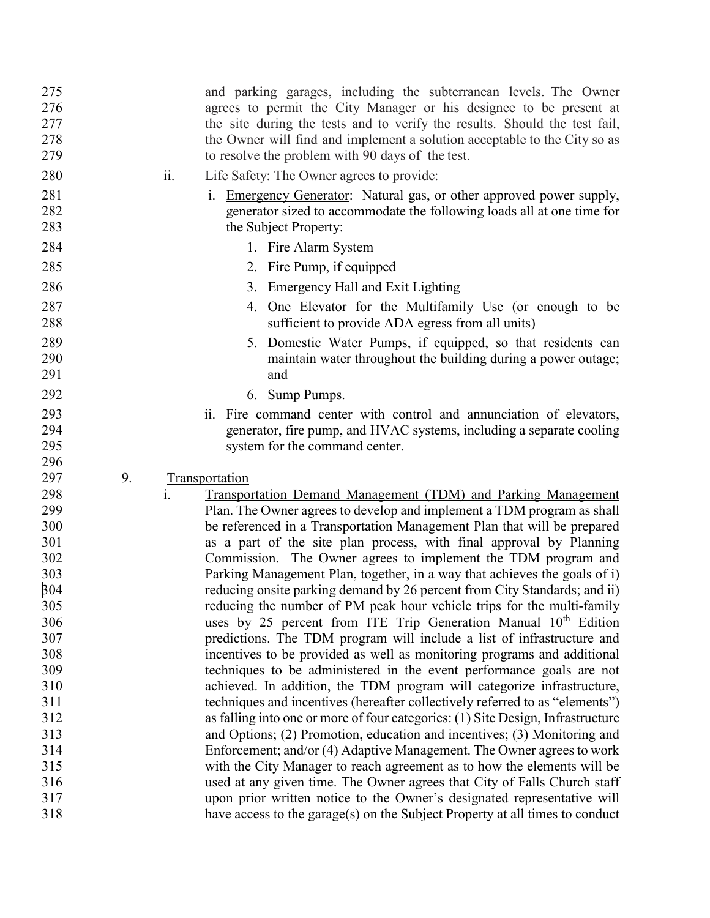and parking garages, including the subterranean levels. The Owner agrees to permit the City Manager or his designee to be present at the site during the tests and to verify the results. Should the test fail, the Owner will find and implement a solution acceptable to the City so as to resolve the problem with 90 days of the test.

ii. Life Safety: The Owner agrees to provide:

   i. Emergency Generator: Natural gas, or other approved power supply, generator sized to accommodate the following loads all at one time for the Subject Property:

      1. Fire Alarm System
      2. Fire Pump, if equipped
      3. Emergency Hall and Exit Lighting
      4. One Elevator for the Multifamily Use (or enough to be sufficient to provide ADA egress from all units)
      5. Domestic Water Pumps, if equipped, so that residents can maintain water throughout the building during a power outage; and
      6. Sump Pumps.

   ii. Fire command center with control and annunciation of elevators, generator, fire pump, and HVAC systems, including a separate cooling system for the command center.

9. Transportation

   i. Transportation Demand Management (TDM) and Parking Management Plan. The Owner agrees to develop and implement a TDM program as shall be referenced in a Transportation Management Plan that will be prepared as a part of the site plan process, with final approval by Planning Commission. The Owner agrees to implement the TDM program and Parking Management Plan, together, in a way that achieves the goals of i) reducing onsite parking demand by 26 percent from City Standards; and ii) reducing the number of PM peak hour vehicle trips for the multi-family uses by 25 percent from ITE Trip Generation Manual 10th Edition predictions. The TDM program will include a list of infrastructure and incentives to be provided as well as monitoring programs and additional techniques to be administered in the event performance goals are not achieved. In addition, the TDM program will categorize infrastructure, techniques and incentives (hereafter collectively referred to as "elements") as falling into one or more of four categories: (1) Site Design, Infrastructure and Options; (2) Promotion, education and incentives; (3) Monitoring and Enforcement; and/or (4) Adaptive Management. The Owner agrees to work with the City Manager to reach agreement as to how the elements will be used at any given time. The Owner agrees that City of Falls Church staff upon prior written notice to the Owner's designated representative will have access to the garage(s) on the Subject Property at all times to conduct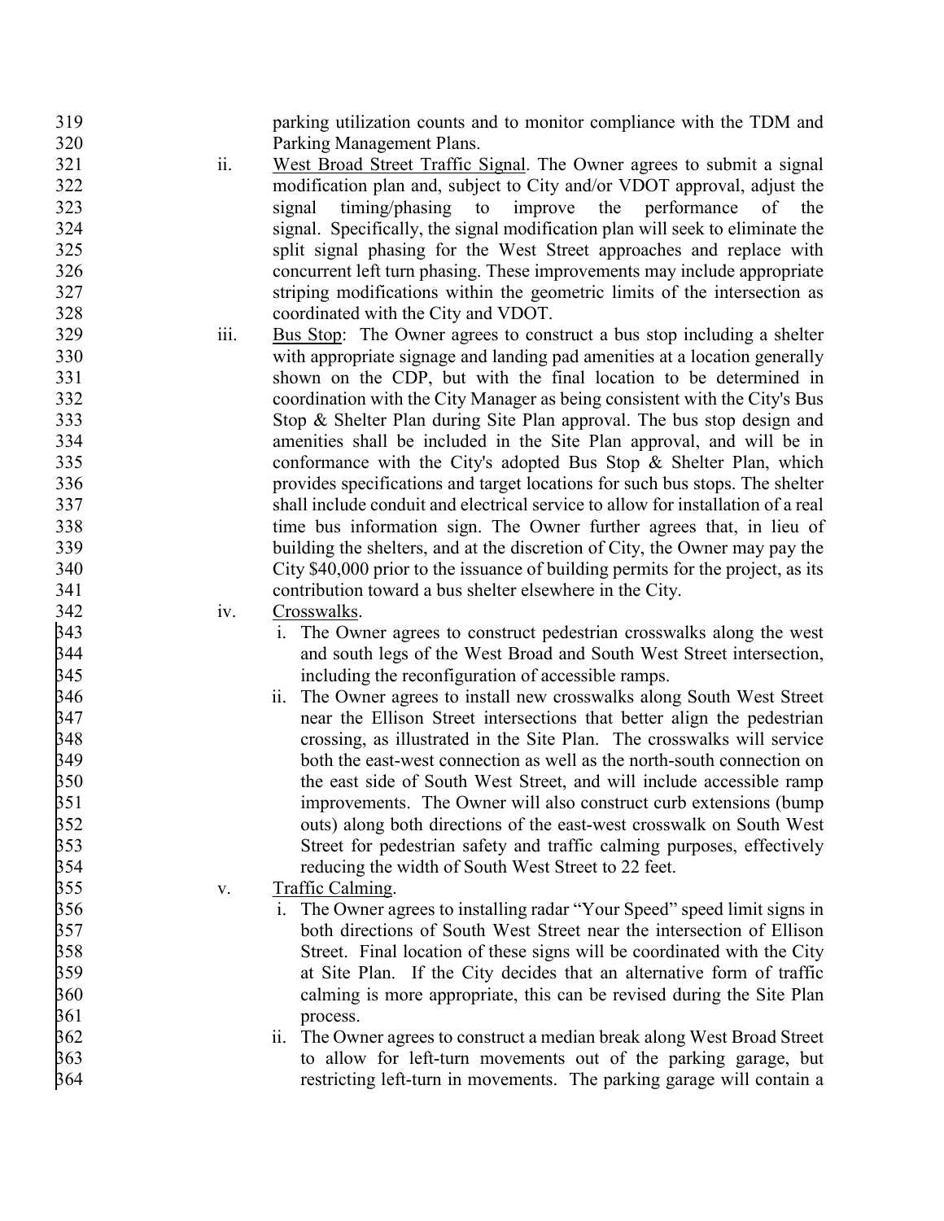parking utilization counts and to monitor compliance with the TDM and Parking Management Plans.

ii. West Broad Street Traffic Signal. The Owner agrees to submit a signal modification plan and, subject to City and/or VDOT approval, adjust the signal timing/phasing to improve the performance of the signal. Specifically, the signal modification plan will seek to eliminate the split signal phasing for the West Street approaches and replace with concurrent left turn phasing. These improvements may include appropriate striping modifications within the geometric limits of the intersection as coordinated with the City and VDOT.

iii. Bus Stop: The Owner agrees to construct a bus stop including a shelter with appropriate signage and landing pad amenities at a location generally shown on the CDP, but with the final location to be determined in coordination with the City Manager as being consistent with the City's Bus Stop & Shelter Plan during Site Plan approval. The bus stop design and amenities shall be included in the Site Plan approval, and will be in conformance with the City's adopted Bus Stop & Shelter Plan, which provides specifications and target locations for such bus stops. The shelter shall include conduit and electrical service to allow for installation of a real time bus information sign. The Owner further agrees that, in lieu of building the shelters, and at the discretion of City, the Owner may pay the City $40,000 prior to the issuance of building permits for the project, as its contribution toward a bus shelter elsewhere in the City.

iv. Crosswalks.

   i. The Owner agrees to construct pedestrian crosswalks along the west and south legs of the West Broad and South West Street intersection, including the reconfiguration of accessible ramps.

   ii. The Owner agrees to install new crosswalks along South West Street near the Ellison Street intersections that better align the pedestrian crossing, as illustrated in the Site Plan. The crosswalks will service both the east-west connection as well as the north-south connection on the east side of South West Street, and will include accessible ramp improvements. The Owner will also construct curb extensions (bump outs) along both directions of the east-west crosswalk on South West Street for pedestrian safety and traffic calming purposes, effectively reducing the width of South West Street to 22 feet.

v. Traffic Calming.

   i. The Owner agrees to installing radar "Your Speed" speed limit signs in both directions of South West Street near the intersection of Ellison Street. Final location of these signs will be coordinated with the City at Site Plan. If the City decides that an alternative form of traffic calming is more appropriate, this can be revised during the Site Plan process.

   ii. The Owner agrees to construct a median break along West Broad Street to allow for left-turn movements out of the parking garage, but restricting left-turn in movements. The parking garage will contain a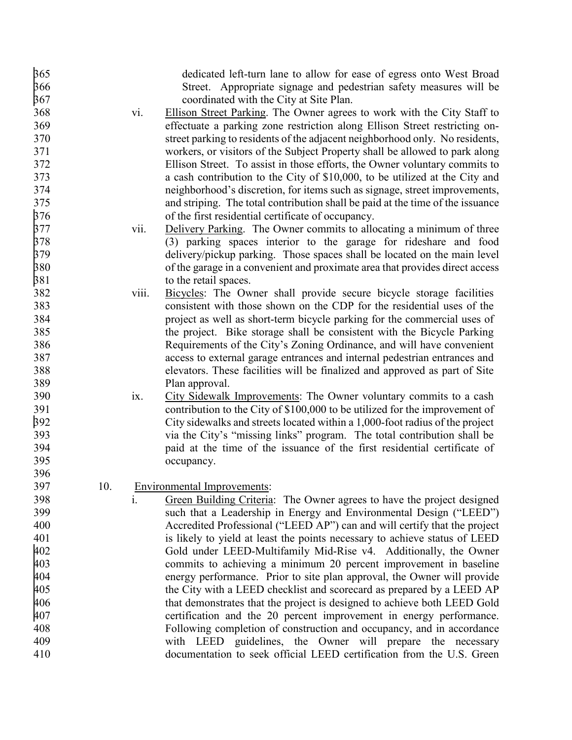dedicated left-turn lane to allow for ease of egress onto West Broad Street. Appropriate signage and pedestrian safety measures will be coordinated with the City at Site Plan.

vi. Ellison Street Parking. The Owner agrees to work with the City Staff to effectuate a parking zone restriction along Ellison Street restricting on-street parking to residents of the adjacent neighborhood only. No residents, workers, or visitors of the Subject Property shall be allowed to park along Ellison Street. To assist in those efforts, the Owner voluntary commits to a cash contribution to the City of $10,000, to be utilized at the City and neighborhood's discretion, for items such as signage, street improvements, and striping. The total contribution shall be paid at the time of the issuance of the first residential certificate of occupancy.

vii. Delivery Parking. The Owner commits to allocating a minimum of three (3) parking spaces interior to the garage for rideshare and food delivery/pickup parking. Those spaces shall be located on the main level of the garage in a convenient and proximate area that provides direct access to the retail spaces.

viii. Bicycles: The Owner shall provide secure bicycle storage facilities consistent with those shown on the CDP for the residential uses of the project as well as short-term bicycle parking for the commercial uses of the project. Bike storage shall be consistent with the Bicycle Parking Requirements of the City's Zoning Ordinance, and will have convenient access to external garage entrances and internal pedestrian entrances and elevators. These facilities will be finalized and approved as part of Site Plan approval.

ix. City Sidewalk Improvements: The Owner voluntary commits to a cash contribution to the City of $100,000 to be utilized for the improvement of City sidewalks and streets located within a 1,000-foot radius of the project via the City's "missing links" program. The total contribution shall be paid at the time of the issuance of the first residential certificate of occupancy.

10. Environmental Improvements:

i. Green Building Criteria: The Owner agrees to have the project designed such that a Leadership in Energy and Environmental Design ("LEED") Accredited Professional ("LEED AP") can and will certify that the project is likely to yield at least the points necessary to achieve status of LEED Gold under LEED-Multifamily Mid-Rise v4. Additionally, the Owner commits to achieving a minimum 20 percent improvement in baseline energy performance. Prior to site plan approval, the Owner will provide the City with a LEED checklist and scorecard as prepared by a LEED AP that demonstrates that the project is designed to achieve both LEED Gold certification and the 20 percent improvement in energy performance. Following completion of construction and occupancy, and in accordance with LEED guidelines, the Owner will prepare the necessary documentation to seek official LEED certification from the U.S. Green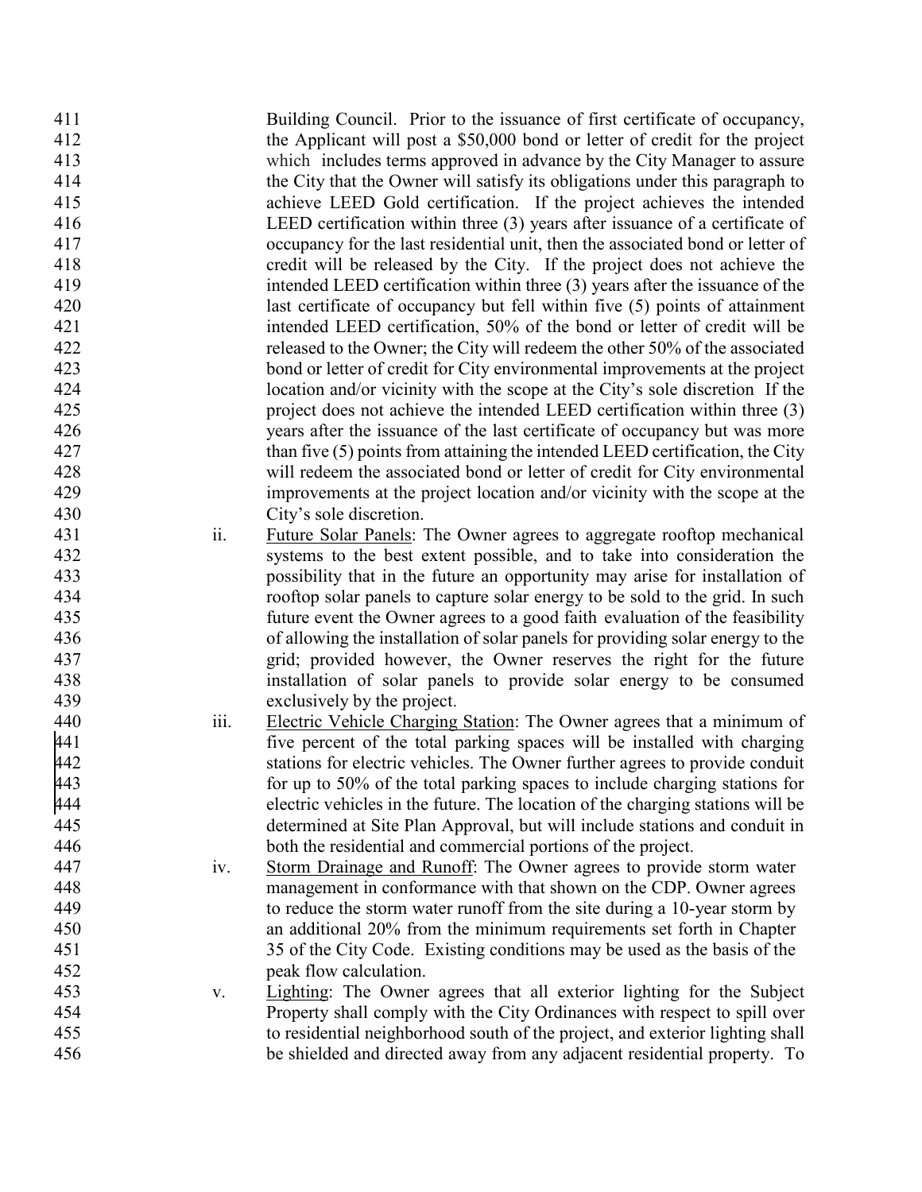Building Council. Prior to the issuance of first certificate of occupancy, the Applicant will post a $50,000 bond or letter of credit for the project which includes terms approved in advance by the City Manager to assure the City that the Owner will satisfy its obligations under this paragraph to achieve LEED Gold certification. If the project achieves the intended LEED certification within three (3) years after issuance of a certificate of occupancy for the last residential unit, then the associated bond or letter of credit will be released by the City. If the project does not achieve the intended LEED certification within three (3) years after the issuance of the last certificate of occupancy but fell within five (5) points of attainment intended LEED certification, 50% of the bond or letter of credit will be released to the Owner; the City will redeem the other 50% of the associated bond or letter of credit for City environmental improvements at the project location and/or vicinity with the scope at the City's sole discretion If the project does not achieve the intended LEED certification within three (3) years after the issuance of the last certificate of occupancy but was more than five (5) points from attaining the intended LEED certification, the City will redeem the associated bond or letter of credit for City environmental improvements at the project location and/or vicinity with the scope at the City's sole discretion.

ii. Future Solar Panels: The Owner agrees to aggregate rooftop mechanical systems to the best extent possible, and to take into consideration the possibility that in the future an opportunity may arise for installation of rooftop solar panels to capture solar energy to be sold to the grid. In such future event the Owner agrees to a good faith evaluation of the feasibility of allowing the installation of solar panels for providing solar energy to the grid; provided however, the Owner reserves the right for the future installation of solar panels to provide solar energy to be consumed exclusively by the project.

iii. Electric Vehicle Charging Station: The Owner agrees that a minimum of five percent of the total parking spaces will be installed with charging stations for electric vehicles. The Owner further agrees to provide conduit for up to 50% of the total parking spaces to include charging stations for electric vehicles in the future. The location of the charging stations will be determined at Site Plan Approval, but will include stations and conduit in both the residential and commercial portions of the project.

iv. Storm Drainage and Runoff: The Owner agrees to provide storm water management in conformance with that shown on the CDP. Owner agrees to reduce the storm water runoff from the site during a 10-year storm by an additional 20% from the minimum requirements set forth in Chapter 35 of the City Code. Existing conditions may be used as the basis of the peak flow calculation.

v. Lighting: The Owner agrees that all exterior lighting for the Subject Property shall comply with the City Ordinances with respect to spill over to residential neighborhood south of the project, and exterior lighting shall be shielded and directed away from any adjacent residential property. To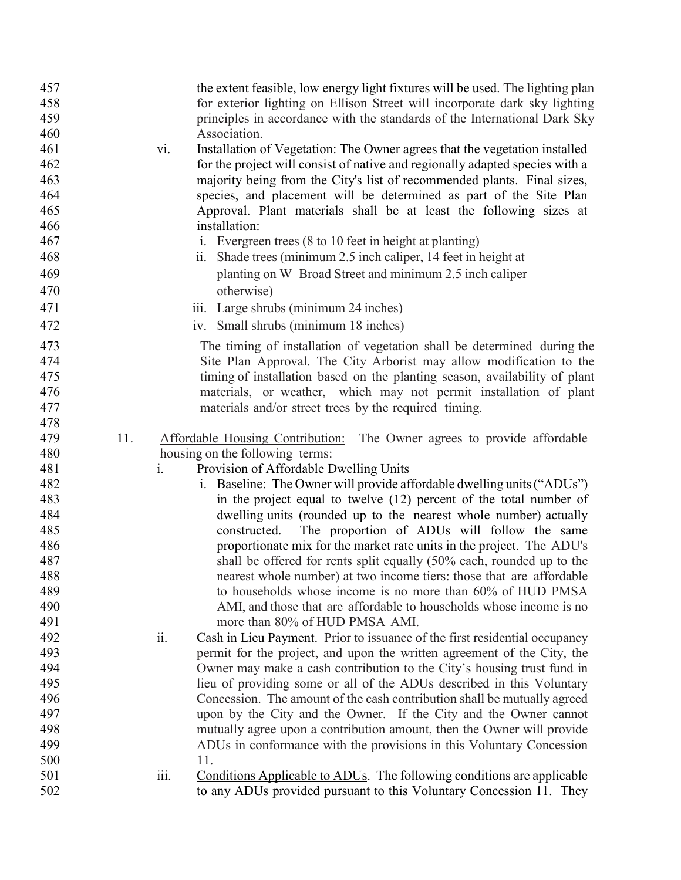the extent feasible, low energy light fixtures will be used. The lighting plan for exterior lighting on Ellison Street will incorporate dark sky lighting principles in accordance with the standards of the International Dark Sky Association.

vi. Installation of Vegetation: The Owner agrees that the vegetation installed for the project will consist of native and regionally adapted species with a majority being from the City's list of recommended plants. Final sizes, species, and placement will be determined as part of the Site Plan Approval. Plant materials shall be at least the following sizes at installation:

   i. Evergreen trees (8 to 10 feet in height at planting)
   ii. Shade trees (minimum 2.5 inch caliper, 14 feet in height at planting on W Broad Street and minimum 2.5 inch caliper otherwise)
   iii. Large shrubs (minimum 24 inches)
   iv. Small shrubs (minimum 18 inches)

   The timing of installation of vegetation shall be determined during the Site Plan Approval. The City Arborist may allow modification to the timing of installation based on the planting season, availability of plant materials, or weather, which may not permit installation of plant materials and/or street trees by the required timing.

11. Affordable Housing Contribution: The Owner agrees to provide affordable housing on the following terms:

   i. Provision of Affordable Dwelling Units

      i. Baseline: The Owner will provide affordable dwelling units ("ADUs") in the project equal to twelve (12) percent of the total number of dwelling units (rounded up to the nearest whole number) actually constructed. The proportion of ADUs will follow the same proportionate mix for the market rate units in the project. The ADU's shall be offered for rents split equally (50% each, rounded up to the nearest whole number) at two income tiers: those that are affordable to households whose income is no more than 60% of HUD PMSA AMI, and those that are affordable to households whose income is no more than 80% of HUD PMSA AMI.

   ii. Cash in Lieu Payment. Prior to issuance of the first residential occupancy permit for the project, and upon the written agreement of the City, the Owner may make a cash contribution to the City's housing trust fund in lieu of providing some or all of the ADUs described in this Voluntary Concession. The amount of the cash contribution shall be mutually agreed upon by the City and the Owner. If the City and the Owner cannot mutually agree upon a contribution amount, then the Owner will provide ADUs in conformance with the provisions in this Voluntary Concession 11.

   iii. Conditions Applicable to ADUs. The following conditions are applicable to any ADUs provided pursuant to this Voluntary Concession 11. They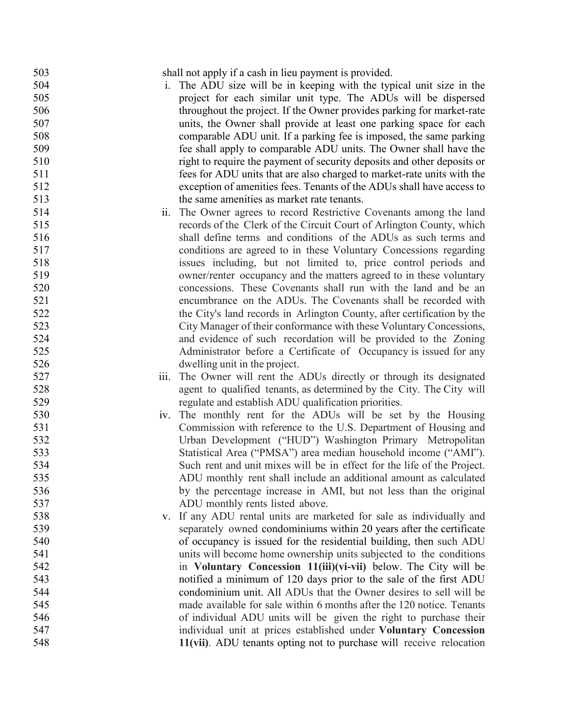shall not apply if a cash in lieu payment is provided.

i. The ADU size will be in keeping with the typical unit size in the project for each similar unit type. The ADUs will be dispersed throughout the project. If the Owner provides parking for market-rate units, the Owner shall provide at least one parking space for each comparable ADU unit. If a parking fee is imposed, the same parking fee shall apply to comparable ADU units. The Owner shall have the right to require the payment of security deposits and other deposits or fees for ADU units that are also charged to market-rate units with the exception of amenities fees. Tenants of the ADUs shall have access to the same amenities as market rate tenants.

ii. The Owner agrees to record Restrictive Covenants among the land records of the Clerk of the Circuit Court of Arlington County, which shall define terms and conditions of the ADUs as such terms and conditions are agreed to in these Voluntary Concessions regarding issues including, but not limited to, price control periods and owner/renter occupancy and the matters agreed to in these voluntary concessions. These Covenants shall run with the land and be an encumbrance on the ADUs. The Covenants shall be recorded with the City's land records in Arlington County, after certification by the City Manager of their conformance with these Voluntary Concessions, and evidence of such recordation will be provided to the Zoning Administrator before a Certificate of Occupancy is issued for any dwelling unit in the project.

iii. The Owner will rent the ADUs directly or through its designated agent to qualified tenants, as determined by the City. The City will regulate and establish ADU qualification priorities.

iv. The monthly rent for the ADUs will be set by the Housing Commission with reference to the U.S. Department of Housing and Urban Development ("HUD") Washington Primary Metropolitan Statistical Area ("PMSA") area median household income ("AMI"). Such rent and unit mixes will be in effect for the life of the Project. ADU monthly rent shall include an additional amount as calculated by the percentage increase in AMI, but not less than the original ADU monthly rents listed above.

v. If any ADU rental units are marketed for sale as individually and separately owned condominiums within 20 years after the certificate of occupancy is issued for the residential building, then such ADU units will become home ownership units subjected to the conditions in **Voluntary Concession 11(iii)(vi-vii)** below. The City will be notified a minimum of 120 days prior to the sale of the first ADU condominium unit. All ADUs that the Owner desires to sell will be made available for sale within 6 months after the 120 notice. Tenants of individual ADU units will be given the right to purchase their individual unit at prices established under **Voluntary Concession 11(vii)**. ADU tenants opting not to purchase will receive relocation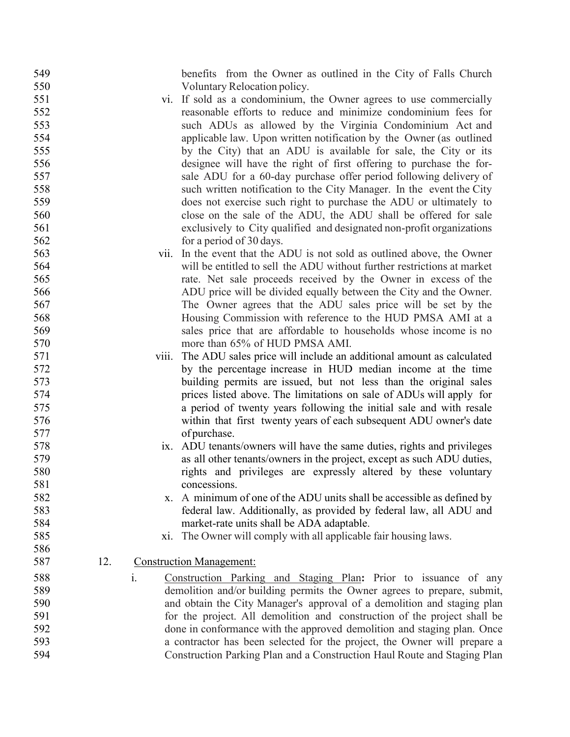benefits from the Owner as outlined in the City of Falls Church Voluntary Relocation policy.

vi. If sold as a condominium, the Owner agrees to use commercially reasonable efforts to reduce and minimize condominium fees for such ADUs as allowed by the Virginia Condominium Act and applicable law. Upon written notification by the Owner (as outlined by the City) that an ADU is available for sale, the City or its designee will have the right of first offering to purchase the for-sale ADU for a 60-day purchase offer period following delivery of such written notification to the City Manager. In the event the City does not exercise such right to purchase the ADU or ultimately to close on the sale of the ADU, the ADU shall be offered for sale exclusively to City qualified and designated non-profit organizations for a period of 30 days.

vii. In the event that the ADU is not sold as outlined above, the Owner will be entitled to sell the ADU without further restrictions at market rate. Net sale proceeds received by the Owner in excess of the ADU price will be divided equally between the City and the Owner. The Owner agrees that the ADU sales price will be set by the Housing Commission with reference to the HUD PMSA AMI at a sales price that are affordable to households whose income is no more than 65% of HUD PMSA AMI.

viii. The ADU sales price will include an additional amount as calculated by the percentage increase in HUD median income at the time building permits are issued, but not less than the original sales prices listed above. The limitations on sale of ADUs will apply for a period of twenty years following the initial sale and with resale within that first twenty years of each subsequent ADU owner's date of purchase.

ix. ADU tenants/owners will have the same duties, rights and privileges as all other tenants/owners in the project, except as such ADU duties, rights and privileges are expressly altered by these voluntary concessions.

x. A minimum of one of the ADU units shall be accessible as defined by federal law. Additionally, as provided by federal law, all ADU and market-rate units shall be ADA adaptable.

xi. The Owner will comply with all applicable fair housing laws.

12. Construction Management:

i. Construction Parking and Staging Plan**:** Prior to issuance of any demolition and/or building permits the Owner agrees to prepare, submit, and obtain the City Manager's approval of a demolition and staging plan for the project. All demolition and construction of the project shall be done in conformance with the approved demolition and staging plan. Once a contractor has been selected for the project, the Owner will prepare a Construction Parking Plan and a Construction Haul Route and Staging Plan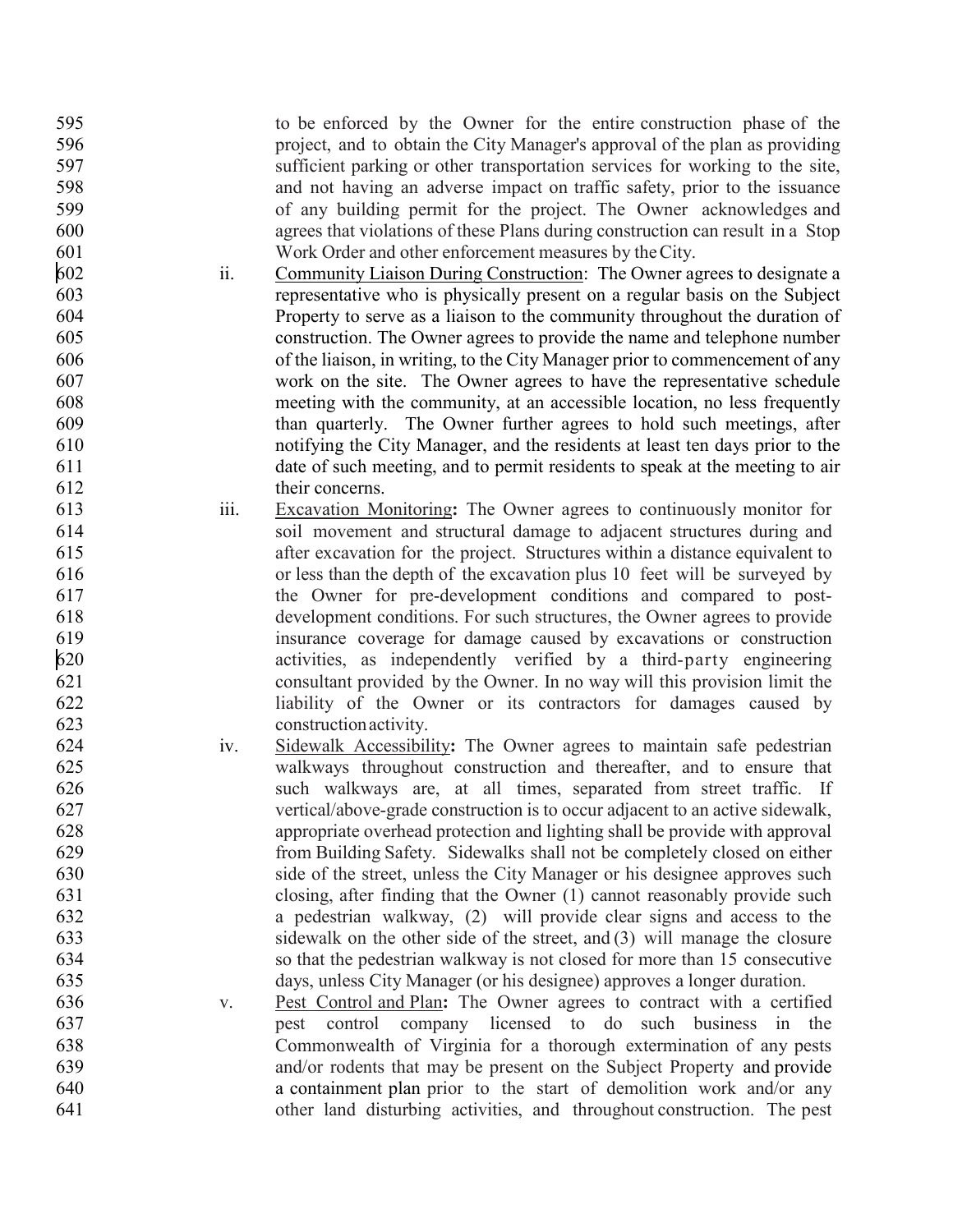to be enforced by the Owner for the entire construction phase of the project, and to obtain the City Manager's approval of the plan as providing sufficient parking or other transportation services for working to the site, and not having an adverse impact on traffic safety, prior to the issuance of any building permit for the project. The Owner acknowledges and agrees that violations of these Plans during construction can result in a Stop Work Order and other enforcement measures by the City.

ii. Community Liaison During Construction: The Owner agrees to designate a representative who is physically present on a regular basis on the Subject Property to serve as a liaison to the community throughout the duration of construction. The Owner agrees to provide the name and telephone number of the liaison, in writing, to the City Manager prior to commencement of any work on the site. The Owner agrees to have the representative schedule meeting with the community, at an accessible location, no less frequently than quarterly. The Owner further agrees to hold such meetings, after notifying the City Manager, and the residents at least ten days prior to the date of such meeting, and to permit residents to speak at the meeting to air their concerns.

iii. Excavation Monitoring**:** The Owner agrees to continuously monitor for soil movement and structural damage to adjacent structures during and after excavation for the project. Structures within a distance equivalent to or less than the depth of the excavation plus 10 feet will be surveyed by the Owner for pre-development conditions and compared to post-development conditions. For such structures, the Owner agrees to provide insurance coverage for damage caused by excavations or construction activities, as independently verified by a third-party engineering consultant provided by the Owner. In no way will this provision limit the liability of the Owner or its contractors for damages caused by construction activity.

iv. Sidewalk Accessibility**:** The Owner agrees to maintain safe pedestrian walkways throughout construction and thereafter, and to ensure that such walkways are, at all times, separated from street traffic. If vertical/above-grade construction is to occur adjacent to an active sidewalk, appropriate overhead protection and lighting shall be provide with approval from Building Safety. Sidewalks shall not be completely closed on either side of the street, unless the City Manager or his designee approves such closing, after finding that the Owner (1) cannot reasonably provide such a pedestrian walkway, (2) will provide clear signs and access to the sidewalk on the other side of the street, and (3) will manage the closure so that the pedestrian walkway is not closed for more than 15 consecutive days, unless City Manager (or his designee) approves a longer duration.

v. Pest Control and Plan**:** The Owner agrees to contract with a certified pest control company licensed to do such business in the Commonwealth of Virginia for a thorough extermination of any pests and/or rodents that may be present on the Subject Property and provide a containment plan prior to the start of demolition work and/or any other land disturbing activities, and throughout construction. The pest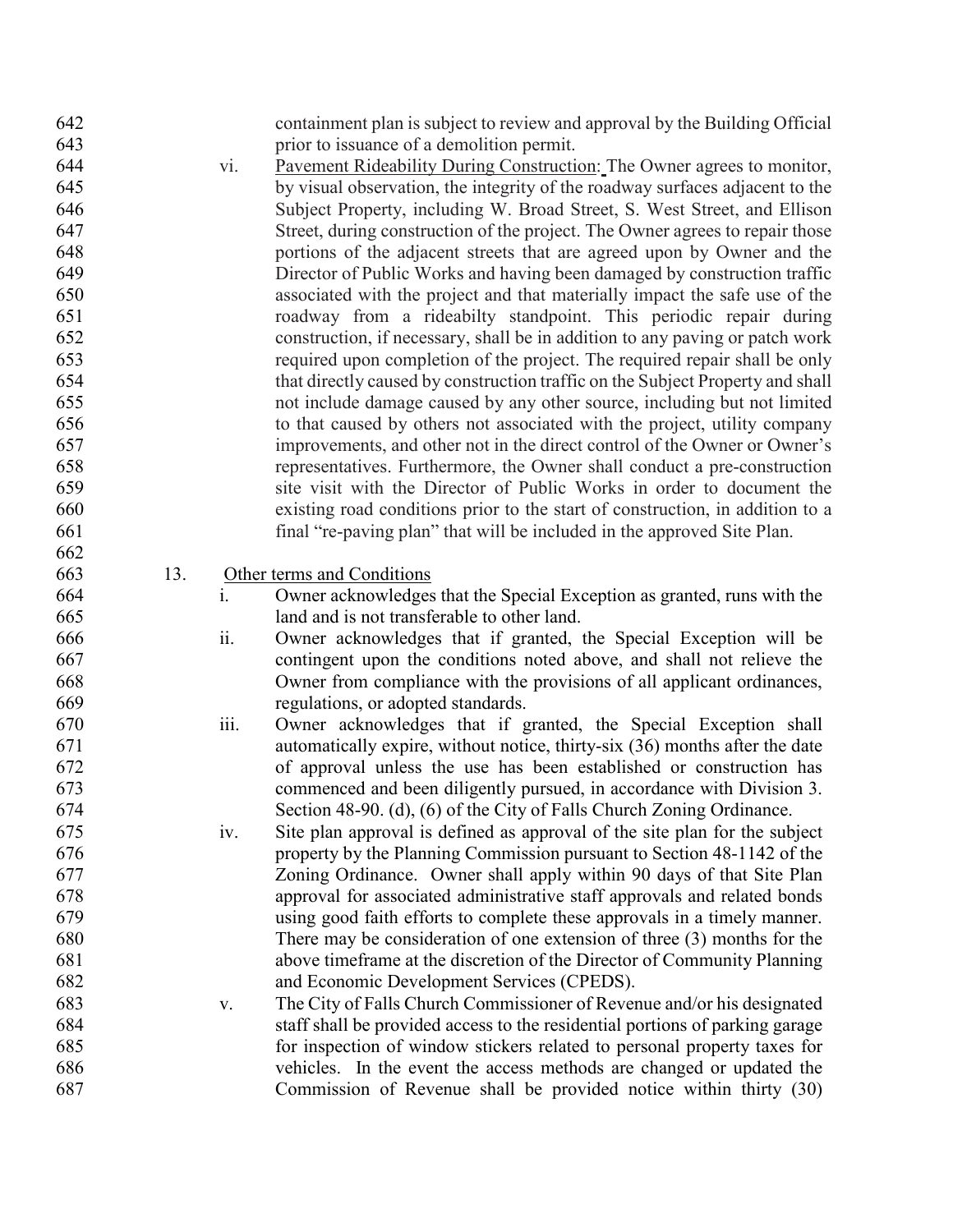containment plan is subject to review and approval by the Building Official prior to issuance of a demolition permit.

vi. Pavement Rideability During Construction: The Owner agrees to monitor, by visual observation, the integrity of the roadway surfaces adjacent to the Subject Property, including W. Broad Street, S. West Street, and Ellison Street, during construction of the project. The Owner agrees to repair those portions of the adjacent streets that are agreed upon by Owner and the Director of Public Works and having been damaged by construction traffic associated with the project and that materially impact the safe use of the roadway from a rideabilty standpoint. This periodic repair during construction, if necessary, shall be in addition to any paving or patch work required upon completion of the project. The required repair shall be only that directly caused by construction traffic on the Subject Property and shall not include damage caused by any other source, including but not limited to that caused by others not associated with the project, utility company improvements, and other not in the direct control of the Owner or Owner's representatives. Furthermore, the Owner shall conduct a pre-construction site visit with the Director of Public Works in order to document the existing road conditions prior to the start of construction, in addition to a final "re-paving plan" that will be included in the approved Site Plan.

13. Other terms and Conditions

i. Owner acknowledges that the Special Exception as granted, runs with the land and is not transferable to other land.

ii. Owner acknowledges that if granted, the Special Exception will be contingent upon the conditions noted above, and shall not relieve the Owner from compliance with the provisions of all applicant ordinances, regulations, or adopted standards.

iii. Owner acknowledges that if granted, the Special Exception shall automatically expire, without notice, thirty-six (36) months after the date of approval unless the use has been established or construction has commenced and been diligently pursued, in accordance with Division 3. Section 48-90. (d), (6) of the City of Falls Church Zoning Ordinance.

iv. Site plan approval is defined as approval of the site plan for the subject property by the Planning Commission pursuant to Section 48-1142 of the Zoning Ordinance. Owner shall apply within 90 days of that Site Plan approval for associated administrative staff approvals and related bonds using good faith efforts to complete these approvals in a timely manner. There may be consideration of one extension of three (3) months for the above timeframe at the discretion of the Director of Community Planning and Economic Development Services (CPEDS).

v. The City of Falls Church Commissioner of Revenue and/or his designated staff shall be provided access to the residential portions of parking garage for inspection of window stickers related to personal property taxes for vehicles. In the event the access methods are changed or updated the Commission of Revenue shall be provided notice within thirty (30)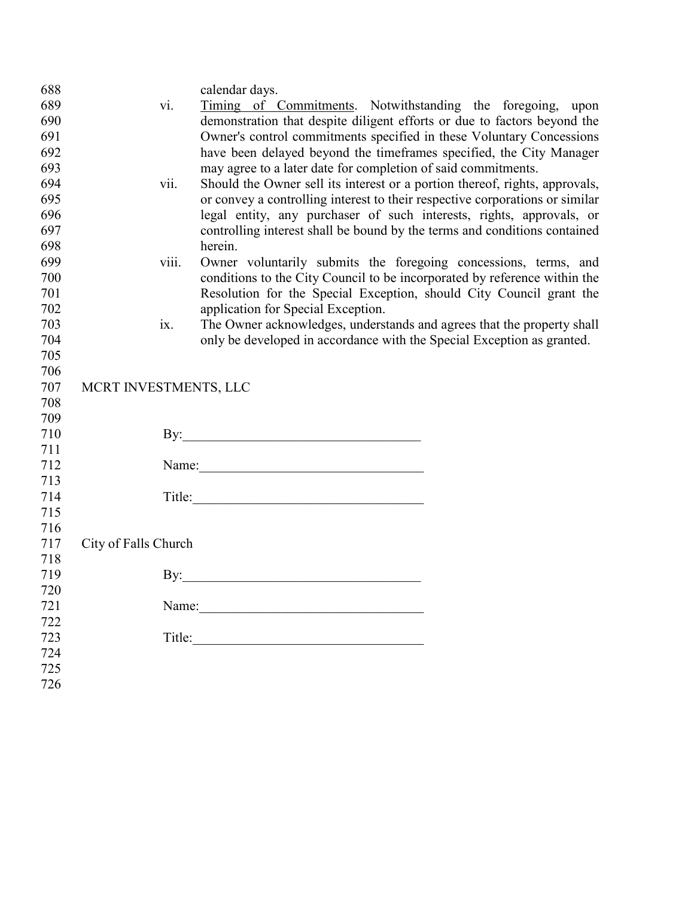calendar days.

vi. <u>Timing of Commitments</u>. Notwithstanding the foregoing, upon demonstration that despite diligent efforts or due to factors beyond the Owner's control commitments specified in these Voluntary Concessions have been delayed beyond the timeframes specified, the City Manager may agree to a later date for completion of said commitments.

vii. Should the Owner sell its interest or a portion thereof, rights, approvals, or convey a controlling interest to their respective corporations or similar legal entity, any purchaser of such interests, rights, approvals, or controlling interest shall be bound by the terms and conditions contained herein.

viii. Owner voluntarily submits the foregoing concessions, terms, and conditions to the City Council to be incorporated by reference within the Resolution for the Special Exception, should City Council grant the application for Special Exception.

ix. The Owner acknowledges, understands and agrees that the property shall only be developed in accordance with the Special Exception as granted.

MCRT INVESTMENTS, LLC

By:\_\_\_\_\_\_\_\_\_\_\_\_\_\_\_\_\_\_\_\_\_\_\_\_\_\_\_\_\_\_\_\_\_\_

Name:\_\_\_\_\_\_\_\_\_\_\_\_\_\_\_\_\_\_\_\_\_\_\_\_\_\_\_\_\_\_\_\_

Title:\_\_\_\_\_\_\_\_\_\_\_\_\_\_\_\_\_\_\_\_\_\_\_\_\_\_\_\_\_\_\_\_\_

City of Falls Church

By:\_\_\_\_\_\_\_\_\_\_\_\_\_\_\_\_\_\_\_\_\_\_\_\_\_\_\_\_\_\_\_\_\_\_

Name:\_\_\_\_\_\_\_\_\_\_\_\_\_\_\_\_\_\_\_\_\_\_\_\_\_\_\_\_\_\_\_\_

Title:\_\_\_\_\_\_\_\_\_\_\_\_\_\_\_\_\_\_\_\_\_\_\_\_\_\_\_\_\_\_\_\_\_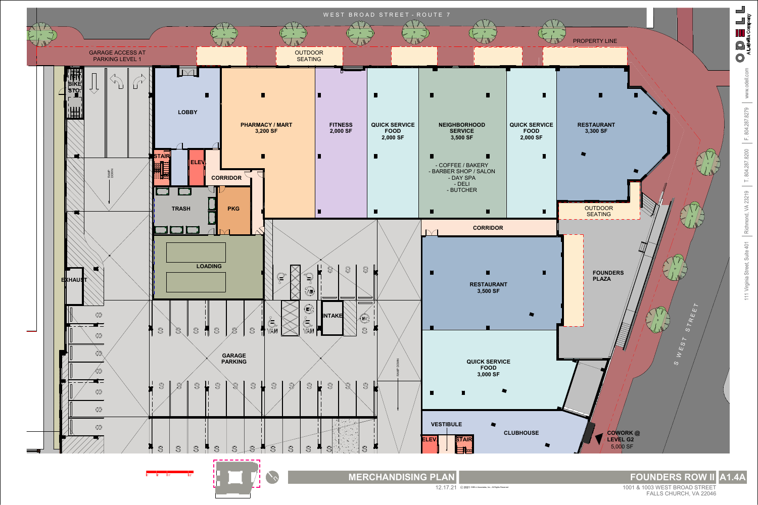WEST BROAD STREET - ROUTE 7

GARAGE ACCESS AT PARKING LEVEL 1

OUTDOOR SEATING

PROPERTY LINE

BIKE STO

LOBBY

PHARMACY / MART
3,200 SF

FITNESS
2,000 SF

QUICK SERVICE FOOD
2,000 SF

NEIGHBORHOOD SERVICE
3,500 SF

- COFFEE / BAKERY
- BARBER SHOP / SALON
- DAY SPA
- DELI
- BUTCHER

QUICK SERVICE FOOD
2,000 SF

RESTAURANT
3,300 SF

STAIR

ELEV.

CORRIDOR

RAMP DOWN

TRASH

PKG

OUTDOOR SEATING

CORRIDOR

LOADING

EXHAUST

INTAKE

RESTAURANT
3,500 SF

FOUNDERS PLAZA

GARAGE PARKING

RAMP DOWN

QUICK SERVICE FOOD
3,000 SF

S WEST STREET

VESTIBULE

CLUBHOUSE

ELEV.

STAIR

COWORK @ LEVEL G2
5,000 SF

## MERCHANDISING PLAN

12.17.21 © 2021 ODELL Associates, Inc. All Rights Reserved

## FOUNDERS ROW II A1.4A

1001 & 1003 WEST BROAD STREET
FALLS CHURCH, VA 22046

ODELL A LaBella Company

111 Virginia Street, Suite 401 | Richmond, VA 23219 | T. 804.287.8200 | F. 804.287.8279 | www.odell.com